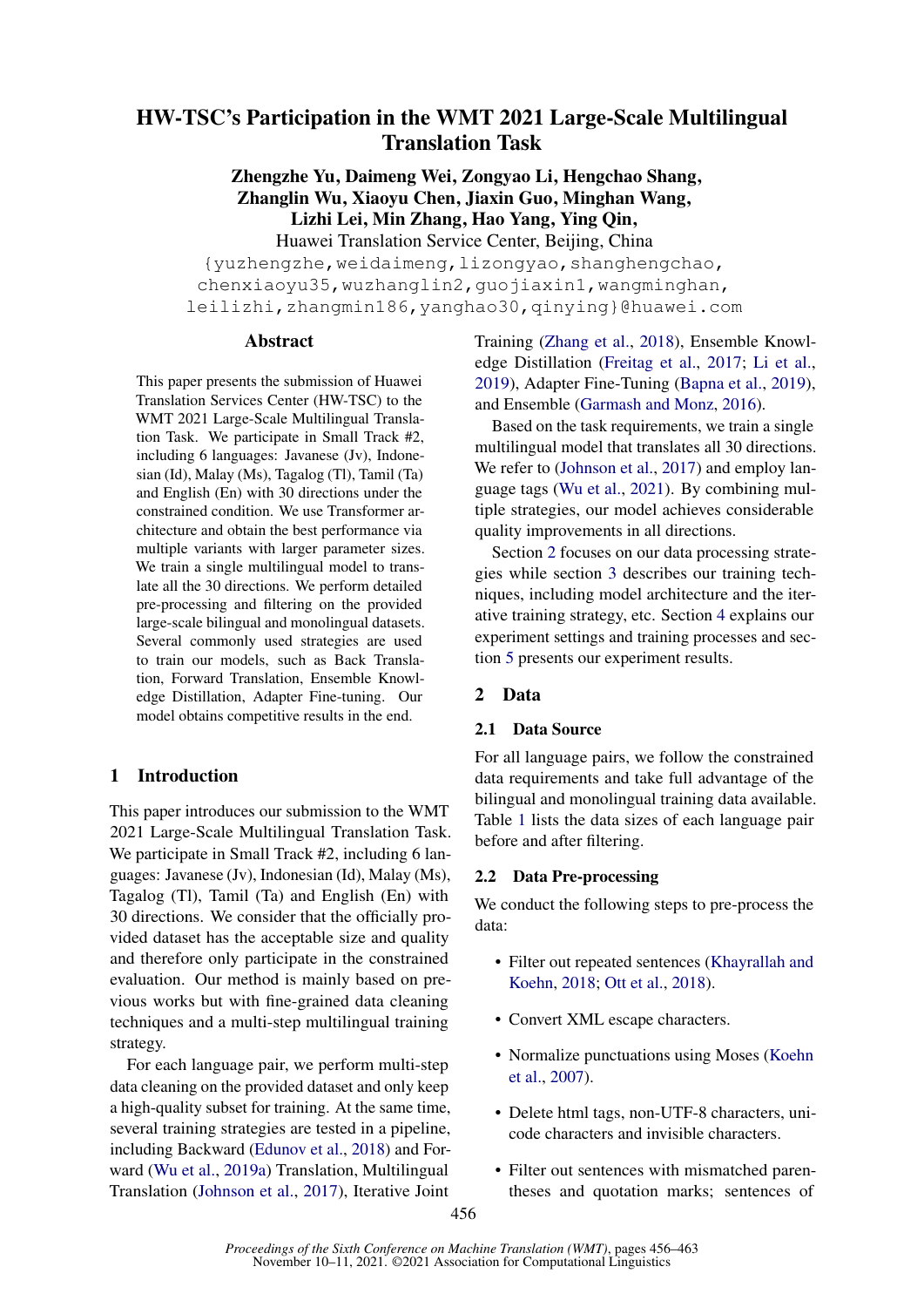# HW-TSC's Participation in the WMT 2021 Large-Scale Multilingual Translation Task

**Zhengzhe Yu, Daimeng Wei, Zongyao Li, Hengchao Shang, Zhanglin Wu, Xiaoyu Chen, Jiaxin Guo, Minghan Wang, Lizhi Lei, Min Zhang, Hao Yang, Ying Qin,**

Huawei Translation Service Center, Beijing, China

{yuzhengzhe,weidaimeng,lizongyao,shanghengchao, chenxiaoyu35,wuzhanglin2,guojiaxin1,wangminghan, leilizhi,zhangmin186,yanghao30,qinying}@huawei.com

## Abstract

This paper presents the submission of Huawei Translation Services Center (HW-TSC) to the WMT 2021 Large-Scale Multilingual Translation Task. We participate in Small Track #2, including 6 languages: Javanese (Jv), Indonesian (Id), Malay (Ms), Tagalog (Tl), Tamil (Ta) and English (En) with 30 directions under the constrained condition. We use Transformer architecture and obtain the best performance via multiple variants with larger parameter sizes. We train a single multilingual model to translate all the 30 directions. We perform detailed pre-processing and filtering on the provided large-scale bilingual and monolingual datasets. Several commonly used strategies are used to train our models, such as Back Translation, Forward Translation, Ensemble Knowledge Distillation, Adapter Fine-tuning. Our model obtains competitive results in the end.

## 1 Introduction

This paper introduces our submission to the WMT 2021 Large-Scale Multilingual Translation Task. We participate in Small Track #2, including 6 languages: Javanese (Jv), Indonesian (Id), Malay (Ms), Tagalog (Tl), Tamil (Ta) and English (En) with 30 directions. We consider that the officially provided dataset has the acceptable size and quality and therefore only participate in the constrained evaluation. Our method is mainly based on previous works but with fine-grained data cleaning techniques and a multi-step multilingual training strategy.

For each language pair, we perform multi-step data cleaning on the provided dataset and only keep a high-quality subset for training. At the same time, several training strategies are tested in a pipeline, including Backward (Edunov et al., 2018) and Forward (Wu et al., 2019a) Translation, Multilingual Translation (Johnson et al., 2017), Iterative Joint Training (Zhang et al., 2018), Ensemble Knowledge Distillation (Freitag et al., 2017; Li et al., 2019), Adapter Fine-Tuning (Bapna et al., 2019), and Ensemble (Garmash and Monz, 2016).

Based on the task requirements, we train a single multilingual model that translates all 30 directions. We refer to (Johnson et al., 2017) and employ language tags (Wu et al., 2021). By combining multiple strategies, our model achieves considerable quality improvements in all directions.

Section 2 focuses on our data processing strategies while section 3 describes our training techniques, including model architecture and the iterative training strategy, etc. Section 4 explains our experiment settings and training processes and section 5 presents our experiment results.

## 2 Data

### 2.1 Data Source

For all language pairs, we follow the constrained data requirements and take full advantage of the bilingual and monolingual training data available. Table 1 lists the data sizes of each language pair before and after filtering.

### 2.2 Data Pre-processing

We conduct the following steps to pre-process the data:

- Filter out repeated sentences (Khayrallah and Koehn, 2018; Ott et al., 2018).
- Convert XML escape characters.
- Normalize punctuations using Moses (Koehn et al., 2007).
- Delete html tags, non-UTF-8 characters, unicode characters and invisible characters.
- Filter out sentences with mismatched parentheses and quotation marks; sentences of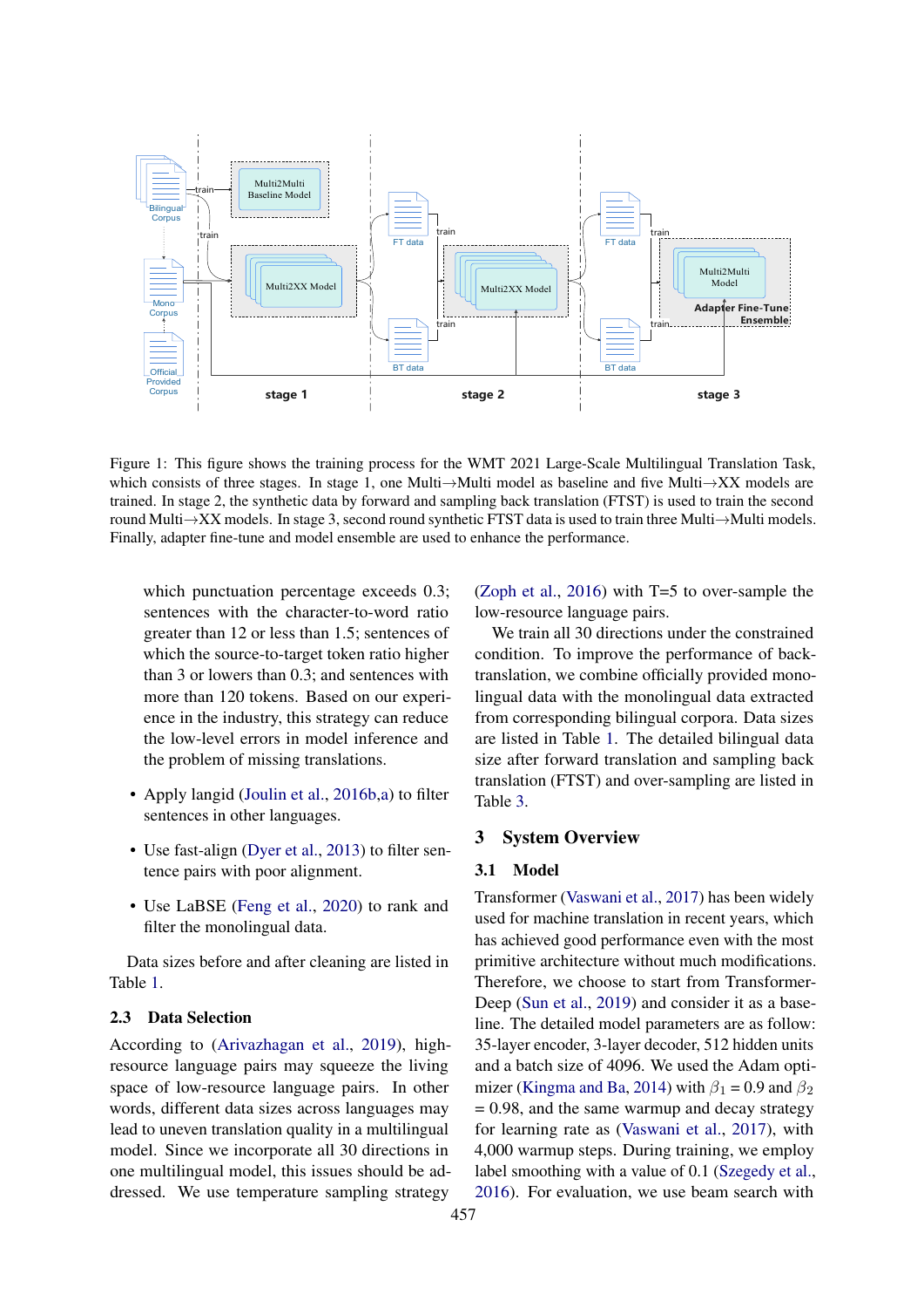Figure 1: This figure shows the training process for the WMT 2021 Large-Scale Multilingual Translation Task, which consists of three stages. In stage 1, one Multi→Multi model as baseline and five Multi→XX models are trained. In stage 2, the synthetic data by forward and sampling back translation (FTST) is used to train the second round Multi→XX models. In stage 3, second round synthetic FTST data is used to train three Multi→Multi models. Finally, adapter fine-tune and model ensemble are used to enhance the performance.

which punctuation percentage exceeds 0.3; sentences with the character-to-word ratio greater than 12 or less than 1.5; sentences of which the source-to-target token ratio higher than 3 or lowers than 0.3; and sentences with more than 120 tokens. Based on our experience in the industry, this strategy can reduce the low-level errors in model inference and the problem of missing translations.

- Apply langid (Joulin et al., 2016b,a) to filter sentences in other languages.
- Use fast-align (Dyer et al., 2013) to filter sentence pairs with poor alignment.
- Use LaBSE (Feng et al., 2020) to rank and filter the monolingual data.

Data sizes before and after cleaning are listed in Table 1.

### 2.3 Data Selection

According to (Arivazhagan et al., 2019), high-resource language pairs may squeeze the living space of low-resource language pairs. In other words, different data sizes across languages may lead to uneven translation quality in a multilingual model. Since we incorporate all 30 directions in one multilingual model, this issues should be addressed. We use temperature sampling strategy (Zoph et al., 2016) with T=5 to over-sample the low-resource language pairs.

We train all 30 directions under the constrained condition. To improve the performance of back-translation, we combine officially provided monolingual data with the monolingual data extracted from corresponding bilingual corpora. Data sizes are listed in Table 1. The detailed bilingual data size after forward translation and sampling back translation (FTST) and over-sampling are listed in Table 3.

## 3 System Overview

### 3.1 Model

Transformer (Vaswani et al., 2017) has been widely used for machine translation in recent years, which has achieved good performance even with the most primitive architecture without much modifications. Therefore, we choose to start from Transformer-Deep (Sun et al., 2019) and consider it as a baseline. The detailed model parameters are as follow: 35-layer encoder, 3-layer decoder, 512 hidden units and a batch size of 4096. We used the Adam optimizer (Kingma and Ba, 2014) with $\beta_1 = 0.9$ and $\beta_2 = 0.98$, and the same warmup and decay strategy for learning rate as (Vaswani et al., 2017), with 4,000 warmup steps. During training, we employ label smoothing with a value of 0.1 (Szegedy et al., 2016). For evaluation, we use beam search with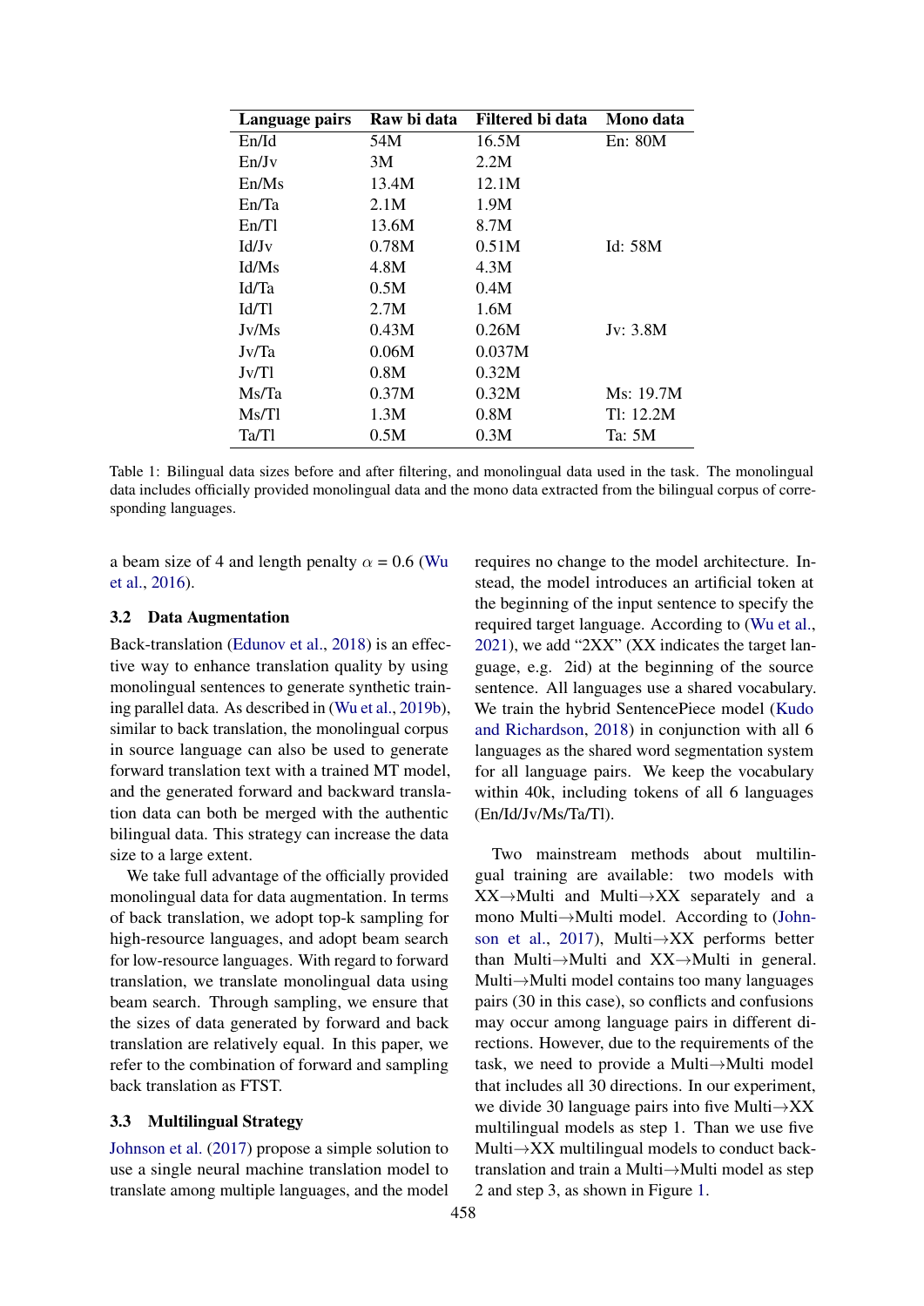| Language pairs | Raw bi data | Filtered bi data | Mono data |
|---|---|---|---|
| En/Id | 54M | 16.5M | En: 80M |
| En/Jv | 3M | 2.2M | |
| En/Ms | 13.4M | 12.1M | |
| En/Ta | 2.1M | 1.9M | |
| En/Tl | 13.6M | 8.7M | |
| Id/Jv | 0.78M | 0.51M | Id: 58M |
| Id/Ms | 4.8M | 4.3M | |
| Id/Ta | 0.5M | 0.4M | |
| Id/Tl | 2.7M | 1.6M | |
| Jv/Ms | 0.43M | 0.26M | Jv: 3.8M |
| Jv/Ta | 0.06M | 0.037M | |
| Jv/Tl | 0.8M | 0.32M | |
| Ms/Ta | 0.37M | 0.32M | Ms: 19.7M |
| Ms/Tl | 1.3M | 0.8M | Tl: 12.2M |
| Ta/Tl | 0.5M | 0.3M | Ta: 5M |

Table 1: Bilingual data sizes before and after filtering, and monolingual data used in the task. The monolingual data includes officially provided monolingual data and the mono data extracted from the bilingual corpus of corresponding languages.

a beam size of 4 and length penalty $\alpha = 0.6$ (Wu et al., 2016).

### 3.2 Data Augmentation

Back-translation (Edunov et al., 2018) is an effective way to enhance translation quality by using monolingual sentences to generate synthetic training parallel data. As described in (Wu et al., 2019b), similar to back translation, the monolingual corpus in source language can also be used to generate forward translation text with a trained MT model, and the generated forward and backward translation data can both be merged with the authentic bilingual data. This strategy can increase the data size to a large extent.

We take full advantage of the officially provided monolingual data for data augmentation. In terms of back translation, we adopt top-k sampling for high-resource languages, and adopt beam search for low-resource languages. With regard to forward translation, we translate monolingual data using beam search. Through sampling, we ensure that the sizes of data generated by forward and back translation are relatively equal. In this paper, we refer to the combination of forward and sampling back translation as FTST.

### 3.3 Multilingual Strategy

Johnson et al. (2017) propose a simple solution to use a single neural machine translation model to translate among multiple languages, and the model requires no change to the model architecture. Instead, the model introduces an artificial token at the beginning of the input sentence to specify the required target language. According to (Wu et al., 2021), we add "2XX" (XX indicates the target language, e.g. 2id) at the beginning of the source sentence. All languages use a shared vocabulary. We train the hybrid SentencePiece model (Kudo and Richardson, 2018) in conjunction with all 6 languages as the shared word segmentation system for all language pairs. We keep the vocabulary within 40k, including tokens of all 6 languages (En/Id/Jv/Ms/Ta/Tl).

Two mainstream methods about multilingual training are available: two models with XX→Multi and Multi→XX separately and a mono Multi→Multi model. According to (Johnson et al., 2017), Multi→XX performs better than Multi→Multi and XX→Multi in general. Multi→Multi model contains too many languages pairs (30 in this case), so conflicts and confusions may occur among language pairs in different directions. However, due to the requirements of the task, we need to provide a Multi→Multi model that includes all 30 directions. In our experiment, we divide 30 language pairs into five Multi→XX multilingual models as step 1. Than we use five Multi→XX multilingual models to conduct back-translation and train a Multi→Multi model as step 2 and step 3, as shown in Figure 1.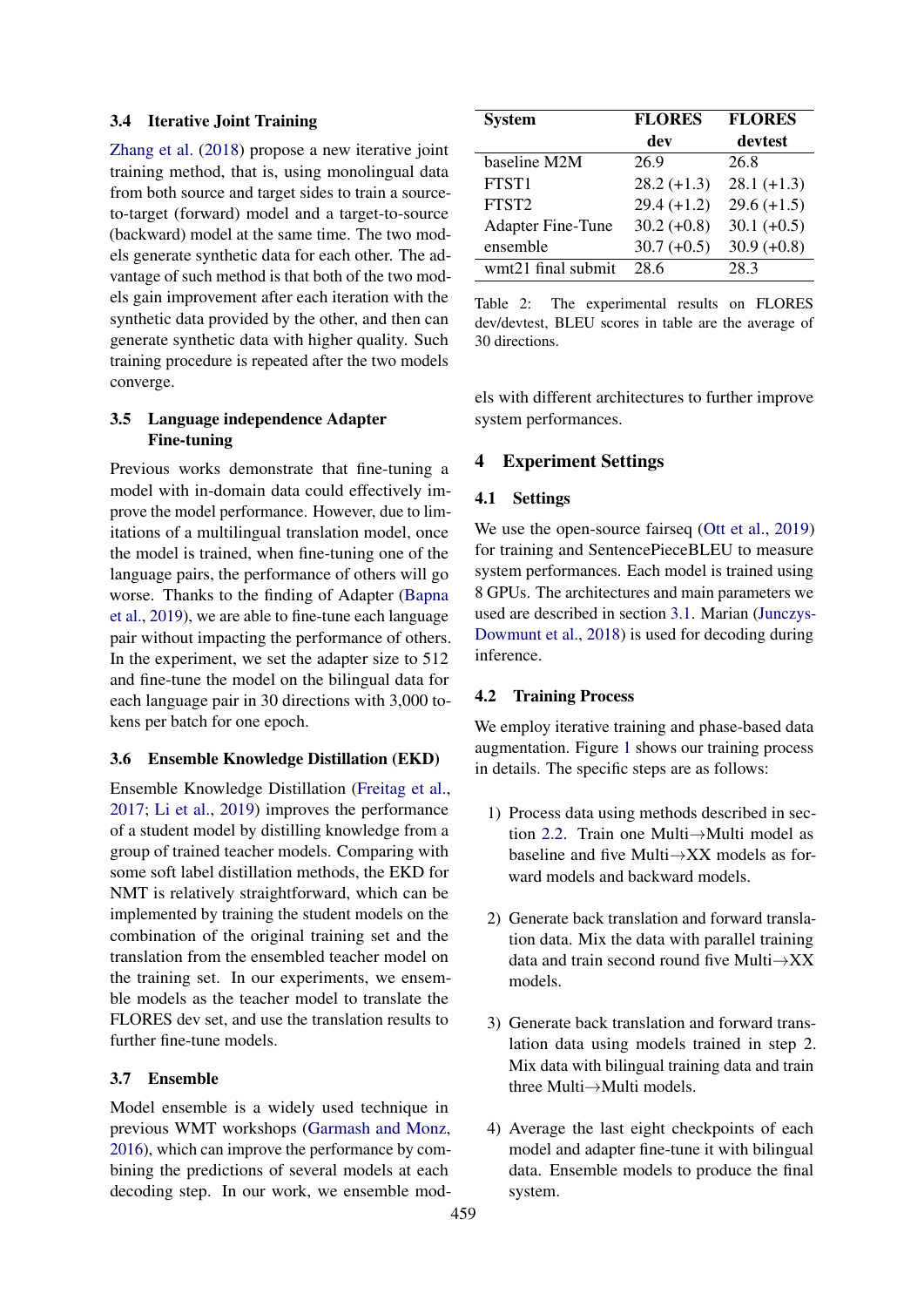### 3.4 Iterative Joint Training

Zhang et al. (2018) propose a new iterative joint training method, that is, using monolingual data from both source and target sides to train a source-to-target (forward) model and a target-to-source (backward) model at the same time. The two models generate synthetic data for each other. The advantage of such method is that both of the two models gain improvement after each iteration with the synthetic data provided by the other, and then can generate synthetic data with higher quality. Such training procedure is repeated after the two models converge.

### 3.5 Language independence Adapter Fine-tuning

Previous works demonstrate that fine-tuning a model with in-domain data could effectively improve the model performance. However, due to limitations of a multilingual translation model, once the model is trained, when fine-tuning one of the language pairs, the performance of others will go worse. Thanks to the finding of Adapter (Bapna et al., 2019), we are able to fine-tune each language pair without impacting the performance of others. In the experiment, we set the adapter size to 512 and fine-tune the model on the bilingual data for each language pair in 30 directions with 3,000 tokens per batch for one epoch.

### 3.6 Ensemble Knowledge Distillation (EKD)

Ensemble Knowledge Distillation (Freitag et al., 2017; Li et al., 2019) improves the performance of a student model by distilling knowledge from a group of trained teacher models. Comparing with some soft label distillation methods, the EKD for NMT is relatively straightforward, which can be implemented by training the student models on the combination of the original training set and the translation from the ensembled teacher model on the training set. In our experiments, we ensemble models as the teacher model to translate the FLORES dev set, and use the translation results to further fine-tune models.

### 3.7 Ensemble

Model ensemble is a widely used technique in previous WMT workshops (Garmash and Monz, 2016), which can improve the performance by combining the predictions of several models at each decoding step. In our work, we ensemble models with different architectures to further improve system performances.

| System | FLORES dev | FLORES devtest |
|---|---|---|
| baseline M2M | 26.9 | 26.8 |
| FTST1 | 28.2 (+1.3) | 28.1 (+1.3) |
| FTST2 | 29.4 (+1.2) | 29.6 (+1.5) |
| Adapter Fine-Tune | 30.2 (+0.8) | 30.1 (+0.5) |
| ensemble | 30.7 (+0.5) | 30.9 (+0.8) |
| wmt21 final submit | 28.6 | 28.3 |

Table 2: The experimental results on FLORES dev/devtest, BLEU scores in table are the average of 30 directions.

## 4 Experiment Settings

### 4.1 Settings

We use the open-source fairseq (Ott et al., 2019) for training and SentencePieceBLEU to measure system performances. Each model is trained using 8 GPUs. The architectures and main parameters we used are described in section 3.1. Marian (Junczys-Dowmunt et al., 2018) is used for decoding during inference.

### 4.2 Training Process

We employ iterative training and phase-based data augmentation. Figure 1 shows our training process in details. The specific steps are as follows:

1) Process data using methods described in section 2.2. Train one Multi→Multi model as baseline and five Multi→XX models as forward models and backward models.

2) Generate back translation and forward translation data. Mix the data with parallel training data and train second round five Multi→XX models.

3) Generate back translation and forward translation data using models trained in step 2. Mix data with bilingual training data and train three Multi→Multi models.

4) Average the last eight checkpoints of each model and adapter fine-tune it with bilingual data. Ensemble models to produce the final system.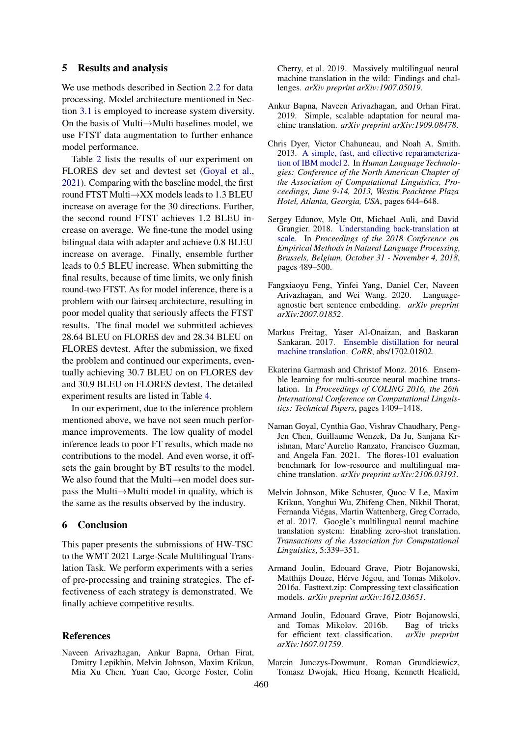## 5 Results and analysis

We use methods described in Section 2.2 for data processing. Model architecture mentioned in Section 3.1 is employed to increase system diversity. On the basis of Multi→Multi baselines model, we use FTST data augmentation to further enhance model performance.

Table 2 lists the results of our experiment on FLORES dev set and devtest set (Goyal et al., 2021). Comparing with the baseline model, the first round FTST Multi→XX models leads to 1.3 BLEU increase on average for the 30 directions. Further, the second round FTST achieves 1.2 BLEU increase on average. We fine-tune the model using bilingual data with adapter and achieve 0.8 BLEU increase on average. Finally, ensemble further leads to 0.5 BLEU increase. When submitting the final results, because of time limits, we only finish round-two FTST. As for model inference, there is a problem with our fairseq architecture, resulting in poor model quality that seriously affects the FTST results. The final model we submitted achieves 28.64 BLEU on FLORES dev and 28.34 BLEU on FLORES devtest. After the submission, we fixed the problem and continued our experiments, eventually achieving 30.7 BLEU on on FLORES dev and 30.9 BLEU on FLORES devtest. The detailed experiment results are listed in Table 4.

In our experiment, due to the inference problem mentioned above, we have not seen much performance improvements. The low quality of model inference leads to poor FT results, which made no contributions to the model. And even worse, it offsets the gain brought by BT results to the model. We also found that the Multi→en model does surpass the Multi→Multi model in quality, which is the same as the results observed by the industry.

## 6 Conclusion

This paper presents the submissions of HW-TSC to the WMT 2021 Large-Scale Multilingual Translation Task. We perform experiments with a series of pre-processing and training strategies. The effectiveness of each strategy is demonstrated. We finally achieve competitive results.

## References

Naveen Arivazhagan, Ankur Bapna, Orhan Firat, Dmitry Lepikhin, Melvin Johnson, Maxim Krikun, Mia Xu Chen, Yuan Cao, George Foster, Colin Cherry, et al. 2019. Massively multilingual neural machine translation in the wild: Findings and challenges. *arXiv preprint arXiv:1907.05019*.

Ankur Bapna, Naveen Arivazhagan, and Orhan Firat. 2019. Simple, scalable adaptation for neural machine translation. *arXiv preprint arXiv:1909.08478*.

Chris Dyer, Victor Chahuneau, and Noah A. Smith. 2013. A simple, fast, and effective reparameterization of IBM model 2. In *Human Language Technologies: Conference of the North American Chapter of the Association of Computational Linguistics, Proceedings, June 9-14, 2013, Westin Peachtree Plaza Hotel, Atlanta, Georgia, USA*, pages 644–648.

Sergey Edunov, Myle Ott, Michael Auli, and David Grangier. 2018. Understanding back-translation at scale. In *Proceedings of the 2018 Conference on Empirical Methods in Natural Language Processing, Brussels, Belgium, October 31 - November 4, 2018*, pages 489–500.

Fangxiaoyu Feng, Yinfei Yang, Daniel Cer, Naveen Arivazhagan, and Wei Wang. 2020. Language-agnostic bert sentence embedding. *arXiv preprint arXiv:2007.01852*.

Markus Freitag, Yaser Al-Onaizan, and Baskaran Sankaran. 2017. Ensemble distillation for neural machine translation. *CoRR*, abs/1702.01802.

Ekaterina Garmash and Christof Monz. 2016. Ensemble learning for multi-source neural machine translation. In *Proceedings of COLING 2016, the 26th International Conference on Computational Linguistics: Technical Papers*, pages 1409–1418.

Naman Goyal, Cynthia Gao, Vishrav Chaudhary, Peng-Jen Chen, Guillaume Wenzek, Da Ju, Sanjana Krishnan, Marc'Aurelio Ranzato, Francisco Guzman, and Angela Fan. 2021. The flores-101 evaluation benchmark for low-resource and multilingual machine translation. *arXiv preprint arXiv:2106.03193*.

Melvin Johnson, Mike Schuster, Quoc V Le, Maxim Krikun, Yonghui Wu, Zhifeng Chen, Nikhil Thorat, Fernanda Viégas, Martin Wattenberg, Greg Corrado, et al. 2017. Google's multilingual neural machine translation system: Enabling zero-shot translation. *Transactions of the Association for Computational Linguistics*, 5:339–351.

Armand Joulin, Edouard Grave, Piotr Bojanowski, Matthijs Douze, Hérve Jégou, and Tomas Mikolov. 2016a. Fasttext.zip: Compressing text classification models. *arXiv preprint arXiv:1612.03651*.

Armand Joulin, Edouard Grave, Piotr Bojanowski, and Tomas Mikolov. 2016b. Bag of tricks for efficient text classification. *arXiv preprint arXiv:1607.01759*.

Marcin Junczys-Dowmunt, Roman Grundkiewicz, Tomasz Dwojak, Hieu Hoang, Kenneth Heafield,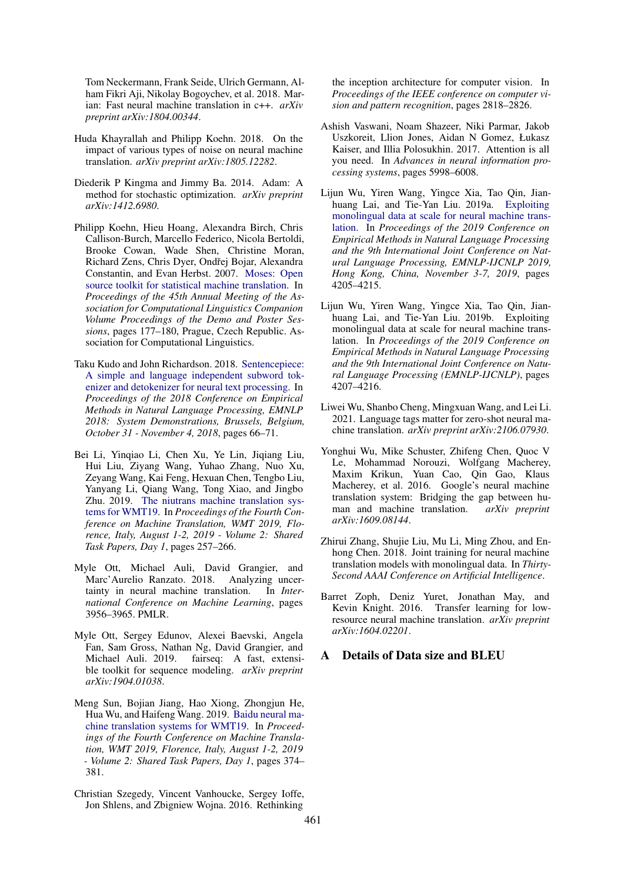Tom Neckermann, Frank Seide, Ulrich Germann, Alham Fikri Aji, Nikolay Bogoychev, et al. 2018. Marian: Fast neural machine translation in c++. *arXiv preprint arXiv:1804.00344*.

Huda Khayrallah and Philipp Koehn. 2018. On the impact of various types of noise on neural machine translation. *arXiv preprint arXiv:1805.12282*.

Diederik P Kingma and Jimmy Ba. 2014. Adam: A method for stochastic optimization. *arXiv preprint arXiv:1412.6980*.

Philipp Koehn, Hieu Hoang, Alexandra Birch, Chris Callison-Burch, Marcello Federico, Nicola Bertoldi, Brooke Cowan, Wade Shen, Christine Moran, Richard Zens, Chris Dyer, Ondřej Bojar, Alexandra Constantin, and Evan Herbst. 2007. Moses: Open source toolkit for statistical machine translation. In *Proceedings of the 45th Annual Meeting of the Association for Computational Linguistics Companion Volume Proceedings of the Demo and Poster Sessions*, pages 177–180, Prague, Czech Republic. Association for Computational Linguistics.

Taku Kudo and John Richardson. 2018. Sentencepiece: A simple and language independent subword tokenizer and detokenizer for neural text processing. In *Proceedings of the 2018 Conference on Empirical Methods in Natural Language Processing, EMNLP 2018: System Demonstrations, Brussels, Belgium, October 31 - November 4, 2018*, pages 66–71.

Bei Li, Yinqiao Li, Chen Xu, Ye Lin, Jiqiang Liu, Hui Liu, Ziyang Wang, Yuhao Zhang, Nuo Xu, Zeyang Wang, Kai Feng, Hexuan Chen, Tengbo Liu, Yanyang Li, Qiang Wang, Tong Xiao, and Jingbo Zhu. 2019. The niutrans machine translation systems for WMT19. In *Proceedings of the Fourth Conference on Machine Translation, WMT 2019, Florence, Italy, August 1-2, 2019 - Volume 2: Shared Task Papers, Day 1*, pages 257–266.

Myle Ott, Michael Auli, David Grangier, and Marc'Aurelio Ranzato. 2018. Analyzing uncertainty in neural machine translation. In *International Conference on Machine Learning*, pages 3956–3965. PMLR.

Myle Ott, Sergey Edunov, Alexei Baevski, Angela Fan, Sam Gross, Nathan Ng, David Grangier, and Michael Auli. 2019. fairseq: A fast, extensible toolkit for sequence modeling. *arXiv preprint arXiv:1904.01038*.

Meng Sun, Bojian Jiang, Hao Xiong, Zhongjun He, Hua Wu, and Haifeng Wang. 2019. Baidu neural machine translation systems for WMT19. In *Proceedings of the Fourth Conference on Machine Translation, WMT 2019, Florence, Italy, August 1-2, 2019 - Volume 2: Shared Task Papers, Day 1*, pages 374–381.

Christian Szegedy, Vincent Vanhoucke, Sergey Ioffe, Jon Shlens, and Zbigniew Wojna. 2016. Rethinking the inception architecture for computer vision. In *Proceedings of the IEEE conference on computer vision and pattern recognition*, pages 2818–2826.

Ashish Vaswani, Noam Shazeer, Niki Parmar, Jakob Uszkoreit, Llion Jones, Aidan N Gomez, Łukasz Kaiser, and Illia Polosukhin. 2017. Attention is all you need. In *Advances in neural information processing systems*, pages 5998–6008.

Lijun Wu, Yiren Wang, Yingce Xia, Tao Qin, Jianhuang Lai, and Tie-Yan Liu. 2019a. Exploiting monolingual data at scale for neural machine translation. In *Proceedings of the 2019 Conference on Empirical Methods in Natural Language Processing and the 9th International Joint Conference on Natural Language Processing, EMNLP-IJCNLP 2019, Hong Kong, China, November 3-7, 2019*, pages 4205–4215.

Lijun Wu, Yiren Wang, Yingce Xia, Tao Qin, Jianhuang Lai, and Tie-Yan Liu. 2019b. Exploiting monolingual data at scale for neural machine translation. In *Proceedings of the 2019 Conference on Empirical Methods in Natural Language Processing and the 9th International Joint Conference on Natural Language Processing (EMNLP-IJCNLP)*, pages 4207–4216.

Liwei Wu, Shanbo Cheng, Mingxuan Wang, and Lei Li. 2021. Language tags matter for zero-shot neural machine translation. *arXiv preprint arXiv:2106.07930*.

Yonghui Wu, Mike Schuster, Zhifeng Chen, Quoc V Le, Mohammad Norouzi, Wolfgang Macherey, Maxim Krikun, Yuan Cao, Qin Gao, Klaus Macherey, et al. 2016. Google's neural machine translation system: Bridging the gap between human and machine translation. *arXiv preprint arXiv:1609.08144*.

Zhirui Zhang, Shujie Liu, Mu Li, Ming Zhou, and Enhong Chen. 2018. Joint training for neural machine translation models with monolingual data. In *Thirty-Second AAAI Conference on Artificial Intelligence*.

Barret Zoph, Deniz Yuret, Jonathan May, and Kevin Knight. 2016. Transfer learning for low-resource neural machine translation. *arXiv preprint arXiv:1604.02201*.

## A Details of Data size and BLEU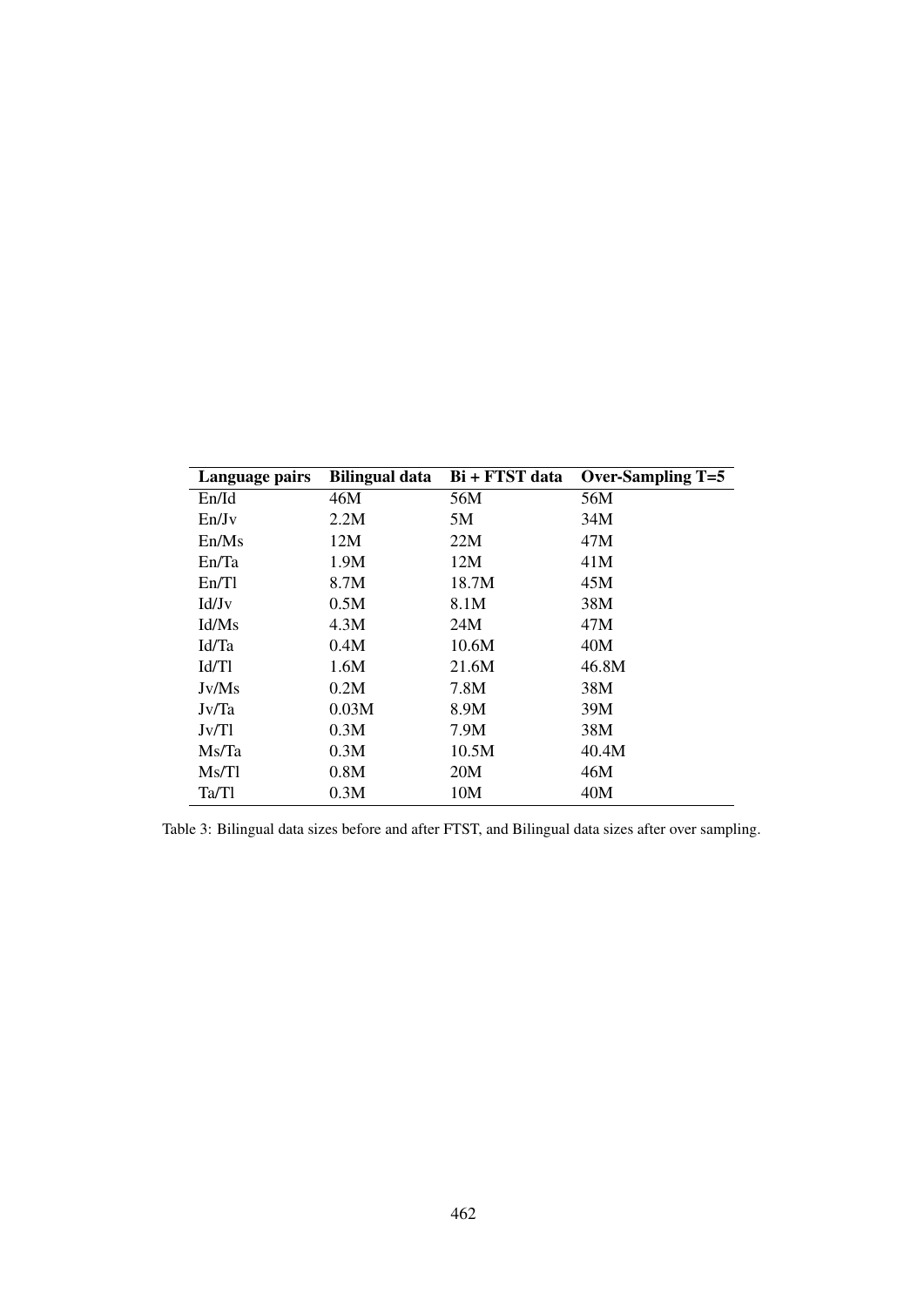| Language pairs | Bilingual data | Bi + FTST data | Over-Sampling T=5 |
|---|---|---|---|
| En/Id | 46M | 56M | 56M |
| En/Jv | 2.2M | 5M | 34M |
| En/Ms | 12M | 22M | 47M |
| En/Ta | 1.9M | 12M | 41M |
| En/Tl | 8.7M | 18.7M | 45M |
| Id/Jv | 0.5M | 8.1M | 38M |
| Id/Ms | 4.3M | 24M | 47M |
| Id/Ta | 0.4M | 10.6M | 40M |
| Id/Tl | 1.6M | 21.6M | 46.8M |
| Jv/Ms | 0.2M | 7.8M | 38M |
| Jv/Ta | 0.03M | 8.9M | 39M |
| Jv/Tl | 0.3M | 7.9M | 38M |
| Ms/Ta | 0.3M | 10.5M | 40.4M |
| Ms/Tl | 0.8M | 20M | 46M |
| Ta/Tl | 0.3M | 10M | 40M |

Table 3: Bilingual data sizes before and after FTST, and Bilingual data sizes after over sampling.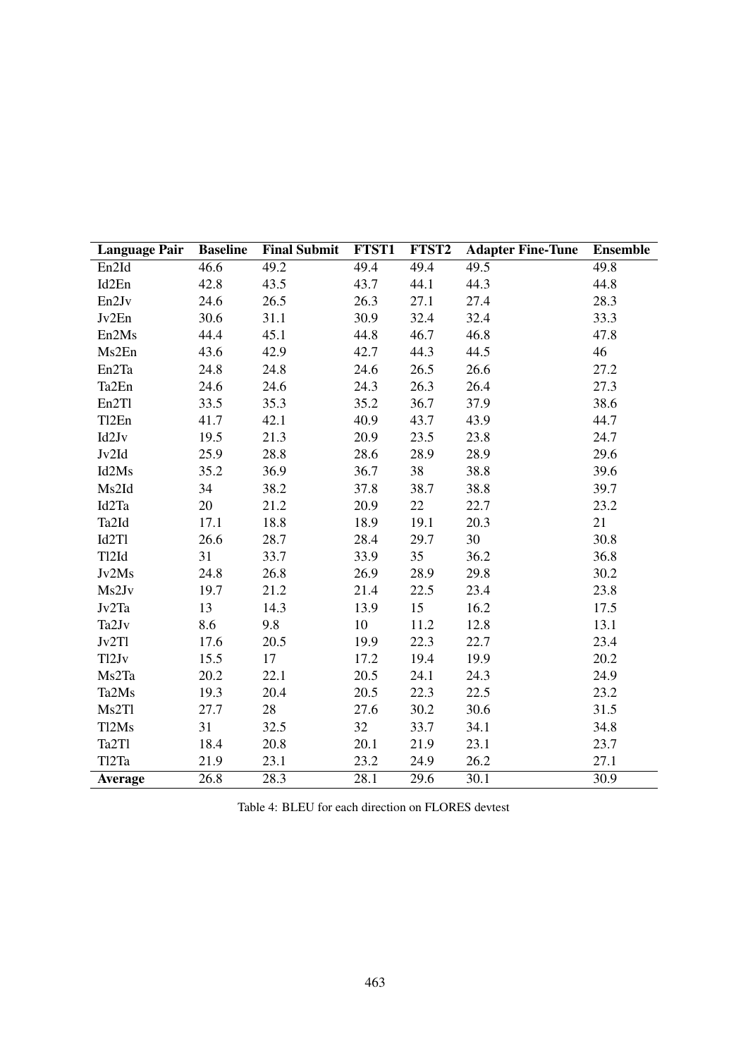| Language Pair | Baseline | Final Submit | FTST1 | FTST2 | Adapter Fine-Tune | Ensemble |
|---|---|---|---|---|---|---|
| En2Id | 46.6 | 49.2 | 49.4 | 49.4 | 49.5 | 49.8 |
| Id2En | 42.8 | 43.5 | 43.7 | 44.1 | 44.3 | 44.8 |
| En2Jv | 24.6 | 26.5 | 26.3 | 27.1 | 27.4 | 28.3 |
| Jv2En | 30.6 | 31.1 | 30.9 | 32.4 | 32.4 | 33.3 |
| En2Ms | 44.4 | 45.1 | 44.8 | 46.7 | 46.8 | 47.8 |
| Ms2En | 43.6 | 42.9 | 42.7 | 44.3 | 44.5 | 46 |
| En2Ta | 24.8 | 24.8 | 24.6 | 26.5 | 26.6 | 27.2 |
| Ta2En | 24.6 | 24.6 | 24.3 | 26.3 | 26.4 | 27.3 |
| En2Tl | 33.5 | 35.3 | 35.2 | 36.7 | 37.9 | 38.6 |
| Tl2En | 41.7 | 42.1 | 40.9 | 43.7 | 43.9 | 44.7 |
| Id2Jv | 19.5 | 21.3 | 20.9 | 23.5 | 23.8 | 24.7 |
| Jv2Id | 25.9 | 28.8 | 28.6 | 28.9 | 28.9 | 29.6 |
| Id2Ms | 35.2 | 36.9 | 36.7 | 38 | 38.8 | 39.6 |
| Ms2Id | 34 | 38.2 | 37.8 | 38.7 | 38.8 | 39.7 |
| Id2Ta | 20 | 21.2 | 20.9 | 22 | 22.7 | 23.2 |
| Ta2Id | 17.1 | 18.8 | 18.9 | 19.1 | 20.3 | 21 |
| Id2Tl | 26.6 | 28.7 | 28.4 | 29.7 | 30 | 30.8 |
| Tl2Id | 31 | 33.7 | 33.9 | 35 | 36.2 | 36.8 |
| Jv2Ms | 24.8 | 26.8 | 26.9 | 28.9 | 29.8 | 30.2 |
| Ms2Jv | 19.7 | 21.2 | 21.4 | 22.5 | 23.4 | 23.8 |
| Jv2Ta | 13 | 14.3 | 13.9 | 15 | 16.2 | 17.5 |
| Ta2Jv | 8.6 | 9.8 | 10 | 11.2 | 12.8 | 13.1 |
| Jv2Tl | 17.6 | 20.5 | 19.9 | 22.3 | 22.7 | 23.4 |
| Tl2Jv | 15.5 | 17 | 17.2 | 19.4 | 19.9 | 20.2 |
| Ms2Ta | 20.2 | 22.1 | 20.5 | 24.1 | 24.3 | 24.9 |
| Ta2Ms | 19.3 | 20.4 | 20.5 | 22.3 | 22.5 | 23.2 |
| Ms2Tl | 27.7 | 28 | 27.6 | 30.2 | 30.6 | 31.5 |
| Tl2Ms | 31 | 32.5 | 32 | 33.7 | 34.1 | 34.8 |
| Ta2Tl | 18.4 | 20.8 | 20.1 | 21.9 | 23.1 | 23.7 |
| Tl2Ta | 21.9 | 23.1 | 23.2 | 24.9 | 26.2 | 27.1 |
| **Average** | 26.8 | 28.3 | 28.1 | 29.6 | 30.1 | 30.9 |

Table 4: BLEU for each direction on FLORES devtest